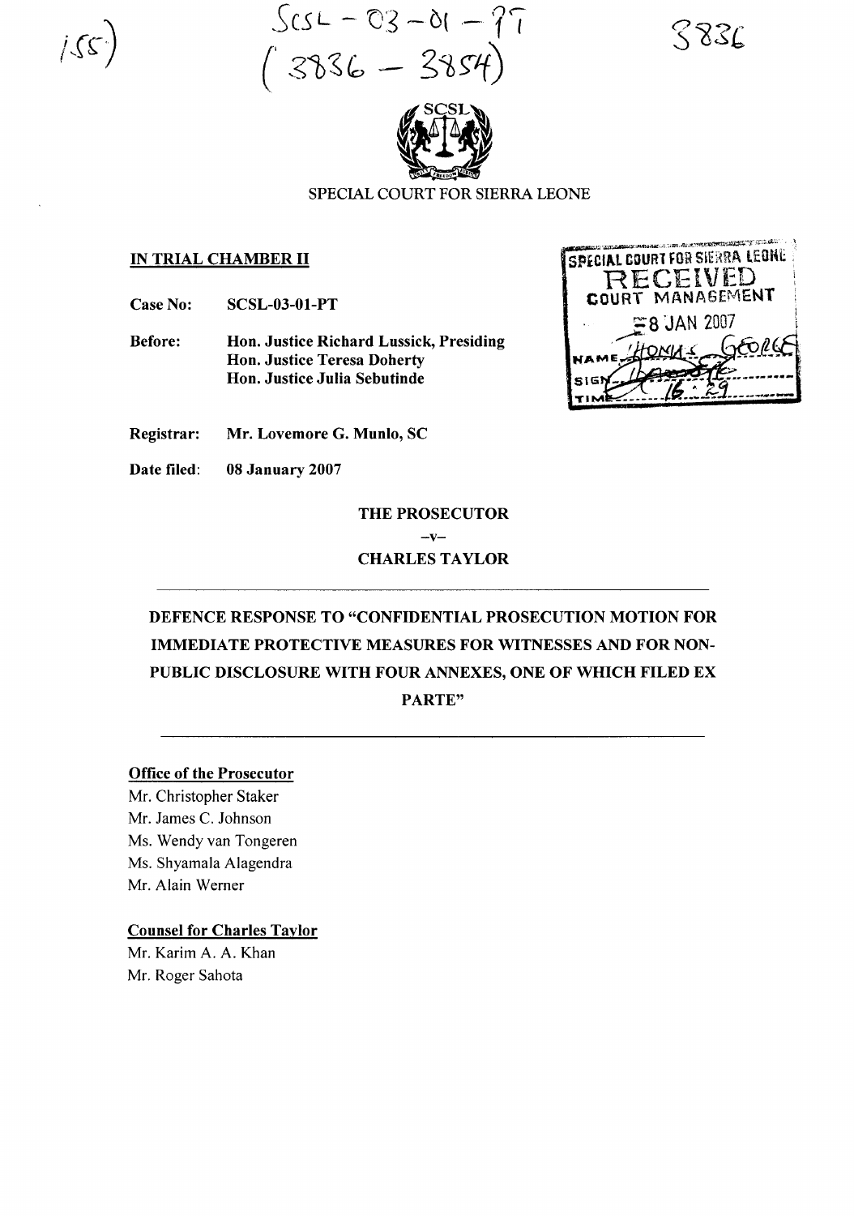155)

SCSL – 03 – 01 – PT
(3836 – 3854)

3836

SPECIAL COURT FOR SIERRA LEONE

SPECIAL COURT FOR SIERRA LEONE
RECEIVED
COURT MANAGEMENT
8 JAN 2007
NAME THOMAS GEORGE
SIGN
TIME 16:29

**IN TRIAL CHAMBER II**

**Case No:** **SCSL-03-01-PT**

**Before:** **Hon. Justice Richard Lussick, Presiding**
**Hon. Justice Teresa Doherty**
**Hon. Justice Julia Sebutinde**

**Registrar:** **Mr. Lovemore G. Munlo, SC**

**Date filed:** **08 January 2007**

**THE PROSECUTOR**

**–v–**

**CHARLES TAYLOR**

---

**DEFENCE RESPONSE TO "CONFIDENTIAL PROSECUTION MOTION FOR IMMEDIATE PROTECTIVE MEASURES FOR WITNESSES AND FOR NON-PUBLIC DISCLOSURE WITH FOUR ANNEXES, ONE OF WHICH FILED EX PARTE"**

---

**Office of the Prosecutor**

Mr. Christopher Staker
Mr. James C. Johnson
Ms. Wendy van Tongeren
Ms. Shyamala Alagendra
Mr. Alain Werner

**Counsel for Charles Taylor**

Mr. Karim A. A. Khan
Mr. Roger Sahota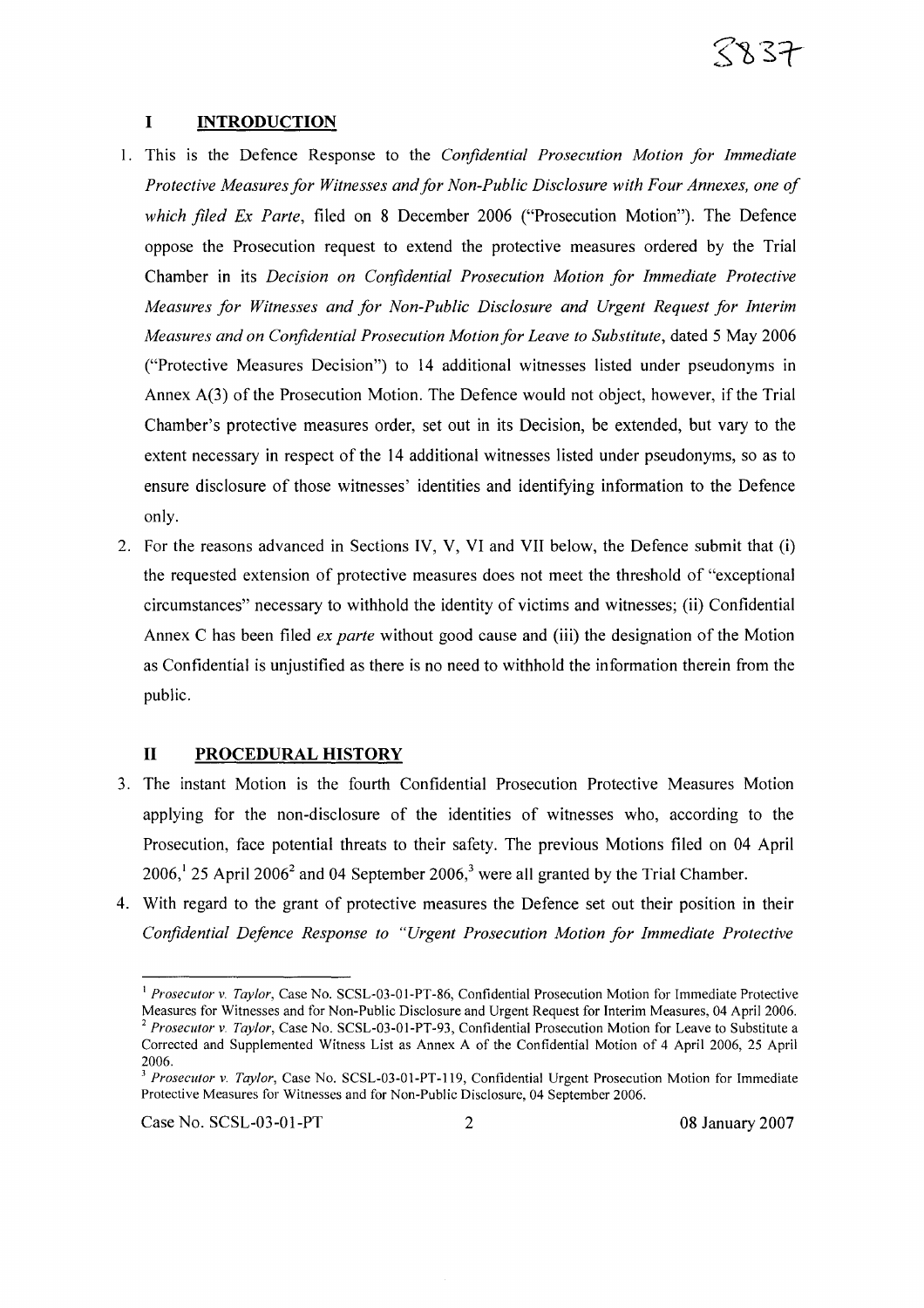## I INTRODUCTION

1. This is the Defence Response to the *Confidential Prosecution Motion for Immediate Protective Measures for Witnesses and for Non-Public Disclosure with Four Annexes, one of which filed Ex Parte*, filed on 8 December 2006 ("Prosecution Motion"). The Defence oppose the Prosecution request to extend the protective measures ordered by the Trial Chamber in its *Decision on Confidential Prosecution Motion for Immediate Protective Measures for Witnesses and for Non-Public Disclosure and Urgent Request for Interim Measures and on Confidential Prosecution Motion for Leave to Substitute*, dated 5 May 2006 ("Protective Measures Decision") to 14 additional witnesses listed under pseudonyms in Annex A(3) of the Prosecution Motion. The Defence would not object, however, if the Trial Chamber's protective measures order, set out in its Decision, be extended, but vary to the extent necessary in respect of the 14 additional witnesses listed under pseudonyms, so as to ensure disclosure of those witnesses' identities and identifying information to the Defence only.

2. For the reasons advanced in Sections IV, V, VI and VII below, the Defence submit that (i) the requested extension of protective measures does not meet the threshold of "exceptional circumstances" necessary to withhold the identity of victims and witnesses; (ii) Confidential Annex C has been filed *ex parte* without good cause and (iii) the designation of the Motion as Confidential is unjustified as there is no need to withhold the information therein from the public.

## II PROCEDURAL HISTORY

3. The instant Motion is the fourth Confidential Prosecution Protective Measures Motion applying for the non-disclosure of the identities of witnesses who, according to the Prosecution, face potential threats to their safety. The previous Motions filed on 04 April 2006,[1] 25 April 2006[2] and 04 September 2006,[3] were all granted by the Trial Chamber.

4. With regard to the grant of protective measures the Defence set out their position in their *Confidential Defence Response to "Urgent Prosecution Motion for Immediate Protective*

---

[1] *Prosecutor v. Taylor*, Case No. SCSL-03-01-PT-86, Confidential Prosecution Motion for Immediate Protective Measures for Witnesses and for Non-Public Disclosure and Urgent Request for Interim Measures, 04 April 2006.

[2] *Prosecutor v. Taylor*, Case No. SCSL-03-01-PT-93, Confidential Prosecution Motion for Leave to Substitute a Corrected and Supplemented Witness List as Annex A of the Confidential Motion of 4 April 2006, 25 April 2006.

[3] *Prosecutor v. Taylor*, Case No. SCSL-03-01-PT-119, Confidential Urgent Prosecution Motion for Immediate Protective Measures for Witnesses and for Non-Public Disclosure, 04 September 2006.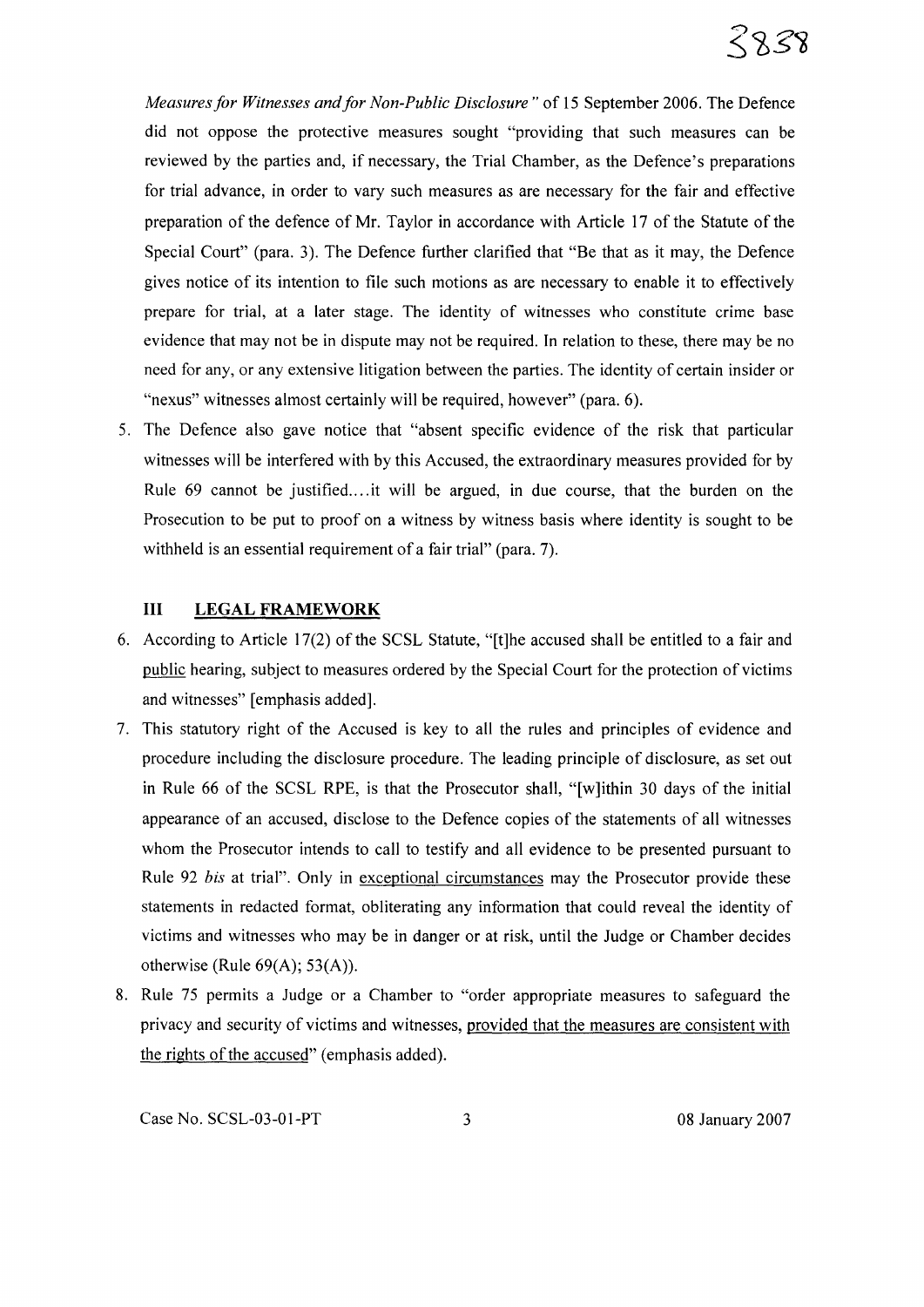*Measures for Witnesses and for Non-Public Disclosure"* of 15 September 2006. The Defence did not oppose the protective measures sought "providing that such measures can be reviewed by the parties and, if necessary, the Trial Chamber, as the Defence's preparations for trial advance, in order to vary such measures as are necessary for the fair and effective preparation of the defence of Mr. Taylor in accordance with Article 17 of the Statute of the Special Court" (para. 3). The Defence further clarified that "Be that as it may, the Defence gives notice of its intention to file such motions as are necessary to enable it to effectively prepare for trial, at a later stage. The identity of witnesses who constitute crime base evidence that may not be in dispute may not be required. In relation to these, there may be no need for any, or any extensive litigation between the parties. The identity of certain insider or "nexus" witnesses almost certainly will be required, however" (para. 6).

5. The Defence also gave notice that "absent specific evidence of the risk that particular witnesses will be interfered with by this Accused, the extraordinary measures provided for by Rule 69 cannot be justified.…it will be argued, in due course, that the burden on the Prosecution to be put to proof on a witness by witness basis where identity is sought to be withheld is an essential requirement of a fair trial" (para. 7).

## III LEGAL FRAMEWORK

6. According to Article 17(2) of the SCSL Statute, "[t]he accused shall be entitled to a fair and <u>public</u> hearing, subject to measures ordered by the Special Court for the protection of victims and witnesses" [emphasis added].

7. This statutory right of the Accused is key to all the rules and principles of evidence and procedure including the disclosure procedure. The leading principle of disclosure, as set out in Rule 66 of the SCSL RPE, is that the Prosecutor shall, "[w]ithin 30 days of the initial appearance of an accused, disclose to the Defence copies of the statements of all witnesses whom the Prosecutor intends to call to testify and all evidence to be presented pursuant to Rule 92 *bis* at trial". Only in <u>exceptional circumstances</u> may the Prosecutor provide these statements in redacted format, obliterating any information that could reveal the identity of victims and witnesses who may be in danger or at risk, until the Judge or Chamber decides otherwise (Rule 69(A); 53(A)).

8. Rule 75 permits a Judge or a Chamber to "order appropriate measures to safeguard the privacy and security of victims and witnesses, <u>provided that the measures are consistent with the rights of the accused</u>" (emphasis added).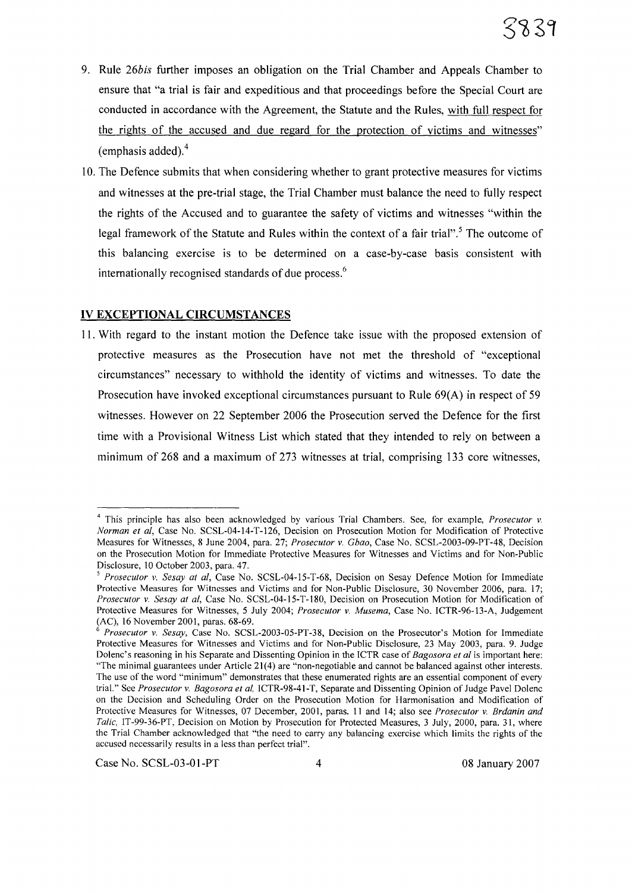9. Rule 26*bis* further imposes an obligation on the Trial Chamber and Appeals Chamber to ensure that "a trial is fair and expeditious and that proceedings before the Special Court are conducted in accordance with the Agreement, the Statute and the Rules, with full respect for the rights of the accused and due regard for the protection of victims and witnesses" (emphasis added).[4]

10. The Defence submits that when considering whether to grant protective measures for victims and witnesses at the pre-trial stage, the Trial Chamber must balance the need to fully respect the rights of the Accused and to guarantee the safety of victims and witnesses "within the legal framework of the Statute and Rules within the context of a fair trial".[5] The outcome of this balancing exercise is to be determined on a case-by-case basis consistent with internationally recognised standards of due process.[6]

## IV EXCEPTIONAL CIRCUMSTANCES

11. With regard to the instant motion the Defence take issue with the proposed extension of protective measures as the Prosecution have not met the threshold of "exceptional circumstances" necessary to withhold the identity of victims and witnesses. To date the Prosecution have invoked exceptional circumstances pursuant to Rule 69(A) in respect of 59 witnesses. However on 22 September 2006 the Prosecution served the Defence for the first time with a Provisional Witness List which stated that they intended to rely on between a minimum of 268 and a maximum of 273 witnesses at trial, comprising 133 core witnesses,

---

[4] This principle has also been acknowledged by various Trial Chambers. See, for example, *Prosecutor v. Norman et al*, Case No. SCSL-04-14-T-126, Decision on Prosecution Motion for Modification of Protective Measures for Witnesses, 8 June 2004, para. 27; *Prosecutor v. Gbao*, Case No. SCSL-2003-09-PT-48, Decision on the Prosecution Motion for Immediate Protective Measures for Witnesses and Victims and for Non-Public Disclosure, 10 October 2003, para. 47.

[5] *Prosecutor v. Sesay at al*, Case No. SCSL-04-15-T-68, Decision on Sesay Defence Motion for Immediate Protective Measures for Witnesses and Victims and for Non-Public Disclosure, 30 November 2006, para. 17; *Prosecutor v. Sesay at al*, Case No. SCSL-04-15-T-180, Decision on Prosecution Motion for Modification of Protective Measures for Witnesses, 5 July 2004; *Prosecutor v. Musema*, Case No. ICTR-96-13-A, Judgement (AC), 16 November 2001, paras. 68-69.

[6] *Prosecutor v. Sesay*, Case No. SCSL-2003-05-PT-38, Decision on the Prosecutor's Motion for Immediate Protective Measures for Witnesses and Victims and for Non-Public Disclosure, 23 May 2003, para. 9. Judge Dolenc's reasoning in his Separate and Dissenting Opinion in the ICTR case of *Bagosora et al* is important here: "The minimal guarantees under Article 21(4) are "non-negotiable and cannot be balanced against other interests. The use of the word "minimum" demonstrates that these enumerated rights are an essential component of every trial." See *Prosecutor v. Bagosora et al*, ICTR-98-41-T, Separate and Dissenting Opinion of Judge Pavel Dolenc on the Decision and Scheduling Order on the Prosecution Motion for Harmonisation and Modification of Protective Measures for Witnesses, 07 December, 2001, paras. 11 and 14; also see *Prosecutor v. Brdanin and Talic*, IT-99-36-PT, Decision on Motion by Prosecution for Protected Measures, 3 July, 2000, para. 31, where the Trial Chamber acknowledged that "the need to carry any balancing exercise which limits the rights of the accused necessarily results in a less than perfect trial".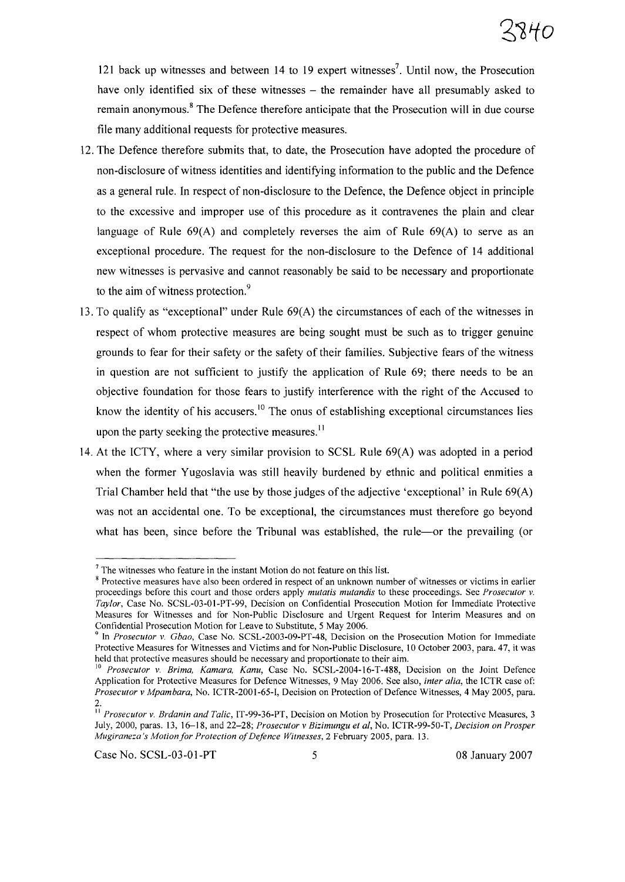121 back up witnesses and between 14 to 19 expert witnesses[7]. Until now, the Prosecution have only identified six of these witnesses – the remainder have all presumably asked to remain anonymous.[8] The Defence therefore anticipate that the Prosecution will in due course file many additional requests for protective measures.

12. The Defence therefore submits that, to date, the Prosecution have adopted the procedure of non-disclosure of witness identities and identifying information to the public and the Defence as a general rule. In respect of non-disclosure to the Defence, the Defence object in principle to the excessive and improper use of this procedure as it contravenes the plain and clear language of Rule 69(A) and completely reverses the aim of Rule 69(A) to serve as an exceptional procedure. The request for the non-disclosure to the Defence of 14 additional new witnesses is pervasive and cannot reasonably be said to be necessary and proportionate to the aim of witness protection.[9]

13. To qualify as "exceptional" under Rule 69(A) the circumstances of each of the witnesses in respect of whom protective measures are being sought must be such as to trigger genuine grounds to fear for their safety or the safety of their families. Subjective fears of the witness in question are not sufficient to justify the application of Rule 69; there needs to be an objective foundation for those fears to justify interference with the right of the Accused to know the identity of his accusers.[10] The onus of establishing exceptional circumstances lies upon the party seeking the protective measures.[11]

14. At the ICTY, where a very similar provision to SCSL Rule 69(A) was adopted in a period when the former Yugoslavia was still heavily burdened by ethnic and political enmities a Trial Chamber held that "the use by those judges of the adjective 'exceptional' in Rule 69(A) was not an accidental one. To be exceptional, the circumstances must therefore go beyond what has been, since before the Tribunal was established, the rule—or the prevailing (or

---

[7] The witnesses who feature in the instant Motion do not feature on this list.

[8] Protective measures have also been ordered in respect of an unknown number of witnesses or victims in earlier proceedings before this court and those orders apply *mutatis mutandis* to these proceedings. See *Prosecutor v. Taylor*, Case No. SCSL-03-01-PT-99, Decision on Confidential Prosecution Motion for Immediate Protective Measures for Witnesses and for Non-Public Disclosure and Urgent Request for Interim Measures and on Confidential Prosecution Motion for Leave to Substitute, 5 May 2006.

[9] In *Prosecutor v. Gbao*, Case No. SCSL-2003-09-PT-48, Decision on the Prosecution Motion for Immediate Protective Measures for Witnesses and Victims and for Non-Public Disclosure, 10 October 2003, para. 47, it was held that protective measures should be necessary and proportionate to their aim.

[10] *Prosecutor v. Brima, Kamara, Kanu*, Case No. SCSL-2004-16-T-488, Decision on the Joint Defence Application for Protective Measures for Defence Witnesses, 9 May 2006. See also, *inter alia*, the ICTR case of: *Prosecutor v Mpambara*, No. ICTR-2001-65-I, Decision on Protection of Defence Witnesses, 4 May 2005, para. 2.

[11] *Prosecutor v. Brdanin and Talic*, IT-99-36-PT, Decision on Motion by Prosecution for Protective Measures, 3 July, 2000, paras. 13, 16–18, and 22–28; *Prosecutor v Bizimungu et al*, No. ICTR-99-50-T, *Decision on Prosper Mugiraneza's Motion for Protection of Defence Witnesses*, 2 February 2005, para. 13.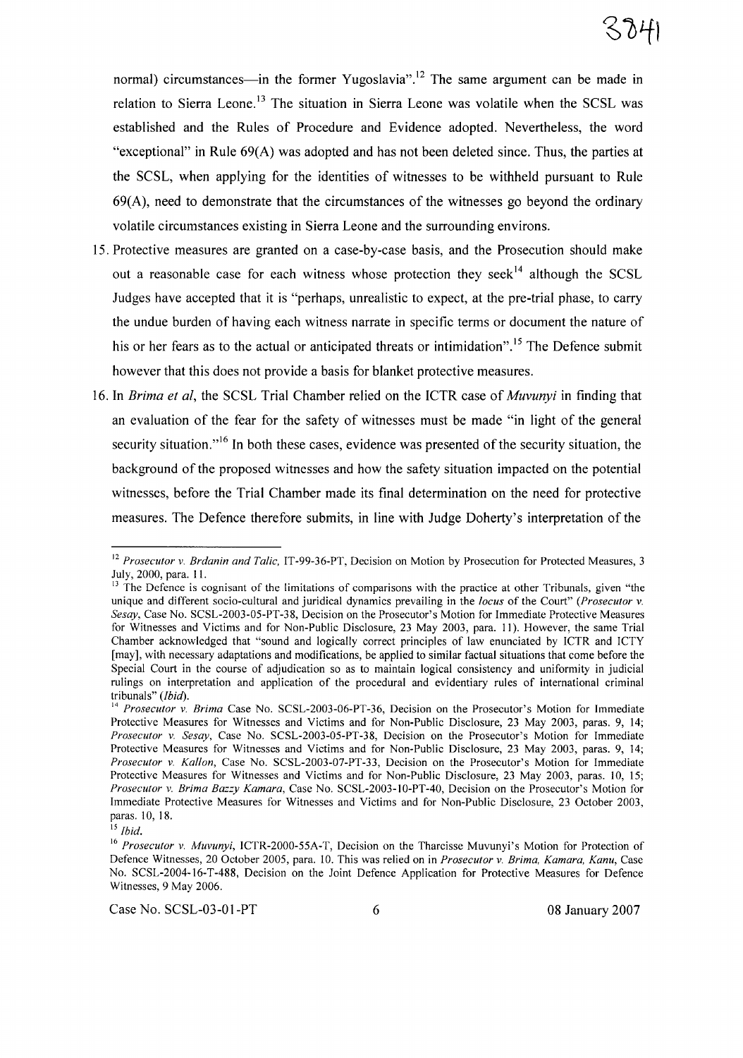normal) circumstances—in the former Yugoslavia".[12] The same argument can be made in relation to Sierra Leone.[13] The situation in Sierra Leone was volatile when the SCSL was established and the Rules of Procedure and Evidence adopted. Nevertheless, the word "exceptional" in Rule 69(A) was adopted and has not been deleted since. Thus, the parties at the SCSL, when applying for the identities of witnesses to be withheld pursuant to Rule 69(A), need to demonstrate that the circumstances of the witnesses go beyond the ordinary volatile circumstances existing in Sierra Leone and the surrounding environs.

15. Protective measures are granted on a case-by-case basis, and the Prosecution should make out a reasonable case for each witness whose protection they seek[14] although the SCSL Judges have accepted that it is "perhaps, unrealistic to expect, at the pre-trial phase, to carry the undue burden of having each witness narrate in specific terms or document the nature of his or her fears as to the actual or anticipated threats or intimidation".[15] The Defence submit however that this does not provide a basis for blanket protective measures.

16. In *Brima et al*, the SCSL Trial Chamber relied on the ICTR case of *Muvunyi* in finding that an evaluation of the fear for the safety of witnesses must be made "in light of the general security situation."[16] In both these cases, evidence was presented of the security situation, the background of the proposed witnesses and how the safety situation impacted on the potential witnesses, before the Trial Chamber made its final determination on the need for protective measures. The Defence therefore submits, in line with Judge Doherty's interpretation of the

---

[12] *Prosecutor v. Brdanin and Talic*, IT-99-36-PT, Decision on Motion by Prosecution for Protected Measures, 3 July, 2000, para. 11.

[13] The Defence is cognisant of the limitations of comparisons with the practice at other Tribunals, given "the unique and different socio-cultural and juridical dynamics prevailing in the *locus* of the Court" (*Prosecutor v. Sesay*, Case No. SCSL-2003-05-PT-38, Decision on the Prosecutor's Motion for Immediate Protective Measures for Witnesses and Victims and for Non-Public Disclosure, 23 May 2003, para. 11). However, the same Trial Chamber acknowledged that "sound and logically correct principles of law enunciated by ICTR and ICTY [may], with necessary adaptations and modifications, be applied to similar factual situations that come before the Special Court in the course of adjudication so as to maintain logical consistency and uniformity in judicial rulings on interpretation and application of the procedural and evidentiary rules of international criminal tribunals" (*Ibid*).

[14] *Prosecutor v. Brima* Case No. SCSL-2003-06-PT-36, Decision on the Prosecutor's Motion for Immediate Protective Measures for Witnesses and Victims and for Non-Public Disclosure, 23 May 2003, paras. 9, 14; *Prosecutor v. Sesay*, Case No. SCSL-2003-05-PT-38, Decision on the Prosecutor's Motion for Immediate Protective Measures for Witnesses and Victims and for Non-Public Disclosure, 23 May 2003, paras. 9, 14; *Prosecutor v. Kallon*, Case No. SCSL-2003-07-PT-33, Decision on the Prosecutor's Motion for Immediate Protective Measures for Witnesses and Victims and for Non-Public Disclosure, 23 May 2003, paras. 10, 15; *Prosecutor v. Brima Bazzy Kamara*, Case No. SCSL-2003-10-PT-40, Decision on the Prosecutor's Motion for Immediate Protective Measures for Witnesses and Victims and for Non-Public Disclosure, 23 October 2003, paras. 10, 18.

[15] *Ibid.*

[16] *Prosecutor v. Muvunyi*, ICTR-2000-55A-T, Decision on the Tharcisse Muvunyi's Motion for Protection of Defence Witnesses, 20 October 2005, para. 10. This was relied on in *Prosecutor v. Brima, Kamara, Kanu*, Case No. SCSL-2004-16-T-488, Decision on the Joint Defence Application for Protective Measures for Defence Witnesses, 9 May 2006.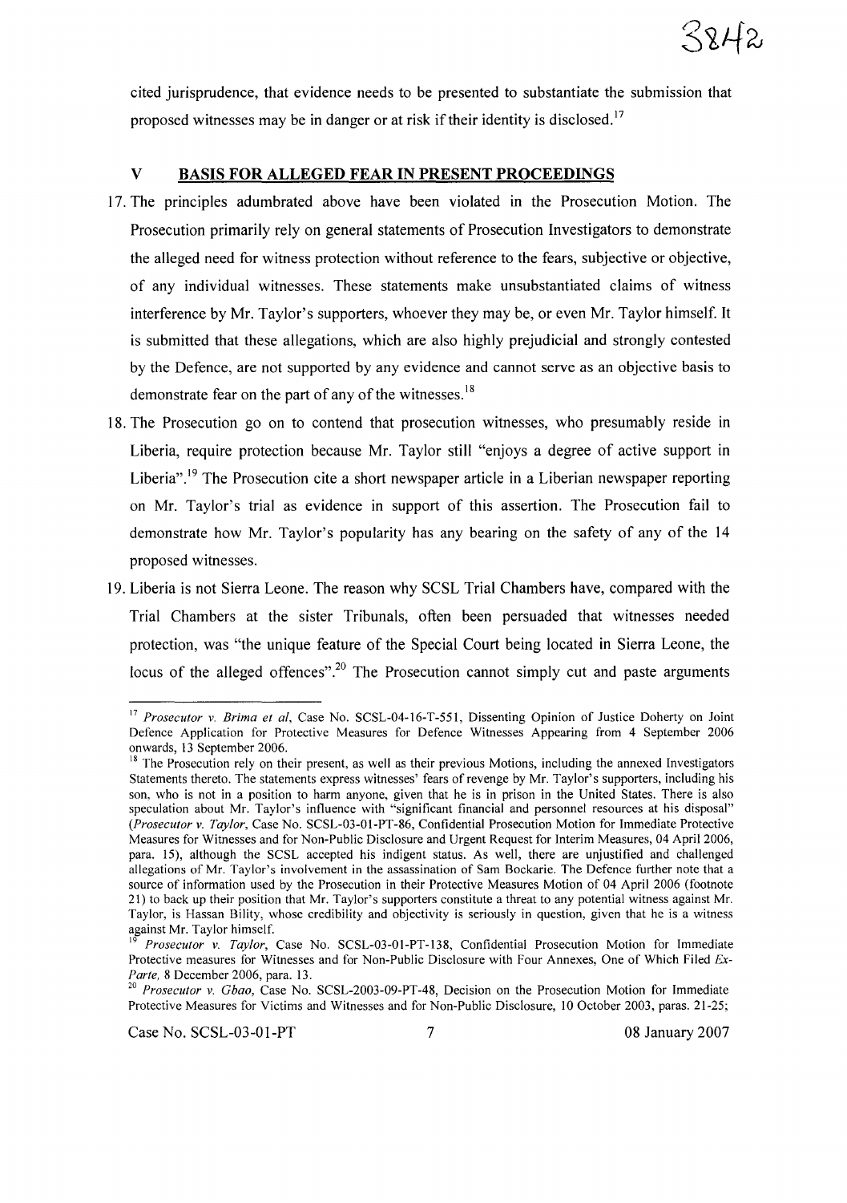cited jurisprudence, that evidence needs to be presented to substantiate the submission that proposed witnesses may be in danger or at risk if their identity is disclosed.[17]

## V BASIS FOR ALLEGED FEAR IN PRESENT PROCEEDINGS

17. The principles adumbrated above have been violated in the Prosecution Motion. The Prosecution primarily rely on general statements of Prosecution Investigators to demonstrate the alleged need for witness protection without reference to the fears, subjective or objective, of any individual witnesses. These statements make unsubstantiated claims of witness interference by Mr. Taylor's supporters, whoever they may be, or even Mr. Taylor himself. It is submitted that these allegations, which are also highly prejudicial and strongly contested by the Defence, are not supported by any evidence and cannot serve as an objective basis to demonstrate fear on the part of any of the witnesses.[18]

18. The Prosecution go on to contend that prosecution witnesses, who presumably reside in Liberia, require protection because Mr. Taylor still "enjoys a degree of active support in Liberia".[19] The Prosecution cite a short newspaper article in a Liberian newspaper reporting on Mr. Taylor's trial as evidence in support of this assertion. The Prosecution fail to demonstrate how Mr. Taylor's popularity has any bearing on the safety of any of the 14 proposed witnesses.

19. Liberia is not Sierra Leone. The reason why SCSL Trial Chambers have, compared with the Trial Chambers at the sister Tribunals, often been persuaded that witnesses needed protection, was "the unique feature of the Special Court being located in Sierra Leone, the locus of the alleged offences".[20] The Prosecution cannot simply cut and paste arguments

---

[17] *Prosecutor v. Brima et al*, Case No. SCSL-04-16-T-551, Dissenting Opinion of Justice Doherty on Joint Defence Application for Protective Measures for Defence Witnesses Appearing from 4 September 2006 onwards, 13 September 2006.

[18] The Prosecution rely on their present, as well as their previous Motions, including the annexed Investigators Statements thereto. The statements express witnesses' fears of revenge by Mr. Taylor's supporters, including his son, who is not in a position to harm anyone, given that he is in prison in the United States. There is also speculation about Mr. Taylor's influence with "significant financial and personnel resources at his disposal" (*Prosecutor v. Taylor*, Case No. SCSL-03-01-PT-86, Confidential Prosecution Motion for Immediate Protective Measures for Witnesses and for Non-Public Disclosure and Urgent Request for Interim Measures, 04 April 2006, para. 15), although the SCSL accepted his indigent status. As well, there are unjustified and challenged allegations of Mr. Taylor's involvement in the assassination of Sam Bockarie. The Defence further note that a source of information used by the Prosecution in their Protective Measures Motion of 04 April 2006 (footnote 21) to back up their position that Mr. Taylor's supporters constitute a threat to any potential witness against Mr. Taylor, is Hassan Bility, whose credibility and objectivity is seriously in question, given that he is a witness against Mr. Taylor himself.

[19] *Prosecutor v. Taylor*, Case No. SCSL-03-01-PT-138, Confidential Prosecution Motion for Immediate Protective measures for Witnesses and for Non-Public Disclosure with Four Annexes, One of Which Filed *Ex-Parte*, 8 December 2006, para. 13.

[20] *Prosecutor v. Gbao*, Case No. SCSL-2003-09-PT-48, Decision on the Prosecution Motion for Immediate Protective Measures for Victims and Witnesses and for Non-Public Disclosure, 10 October 2003, paras. 21-25;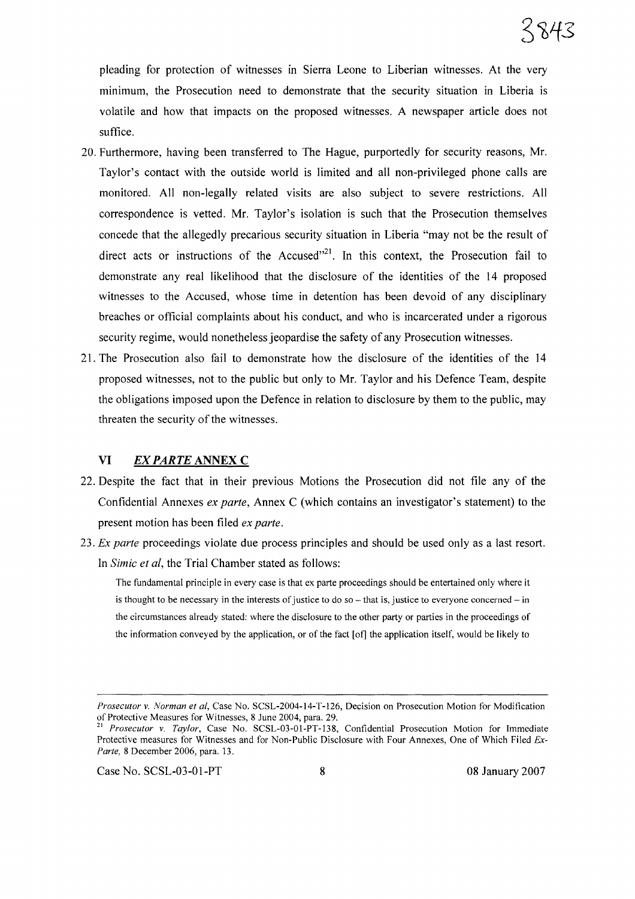pleading for protection of witnesses in Sierra Leone to Liberian witnesses. At the very minimum, the Prosecution need to demonstrate that the security situation in Liberia is volatile and how that impacts on the proposed witnesses. A newspaper article does not suffice.

20. Furthermore, having been transferred to The Hague, purportedly for security reasons, Mr. Taylor's contact with the outside world is limited and all non-privileged phone calls are monitored. All non-legally related visits are also subject to severe restrictions. All correspondence is vetted. Mr. Taylor's isolation is such that the Prosecution themselves concede that the allegedly precarious security situation in Liberia "may not be the result of direct acts or instructions of the Accused"[21]. In this context, the Prosecution fail to demonstrate any real likelihood that the disclosure of the identities of the 14 proposed witnesses to the Accused, whose time in detention has been devoid of any disciplinary breaches or official complaints about his conduct, and who is incarcerated under a rigorous security regime, would nonetheless jeopardise the safety of any Prosecution witnesses.

21. The Prosecution also fail to demonstrate how the disclosure of the identities of the 14 proposed witnesses, not to the public but only to Mr. Taylor and his Defence Team, despite the obligations imposed upon the Defence in relation to disclosure by them to the public, may threaten the security of the witnesses.

## VI *EX PARTE* ANNEX C

22. Despite the fact that in their previous Motions the Prosecution did not file any of the Confidential Annexes *ex parte*, Annex C (which contains an investigator's statement) to the present motion has been filed *ex parte*.

23. *Ex parte* proceedings violate due process principles and should be used only as a last resort. In *Simic et al*, the Trial Chamber stated as follows:

> The fundamental principle in every case is that ex parte proceedings should be entertained only where it is thought to be necessary in the interests of justice to do so – that is, justice to everyone concerned – in the circumstances already stated: where the disclosure to the other party or parties in the proceedings of the information conveyed by the application, or of the fact [of] the application itself, would be likely to

---

*Prosecutor v. Norman et al*, Case No. SCSL-2004-14-T-126, Decision on Prosecution Motion for Modification of Protective Measures for Witnesses, 8 June 2004, para. 29.

[21] *Prosecutor v. Taylor*, Case No. SCSL-03-01-PT-138, Confidential Prosecution Motion for Immediate Protective measures for Witnesses and for Non-Public Disclosure with Four Annexes, One of Which Filed *Ex-Parte*, 8 December 2006, para. 13.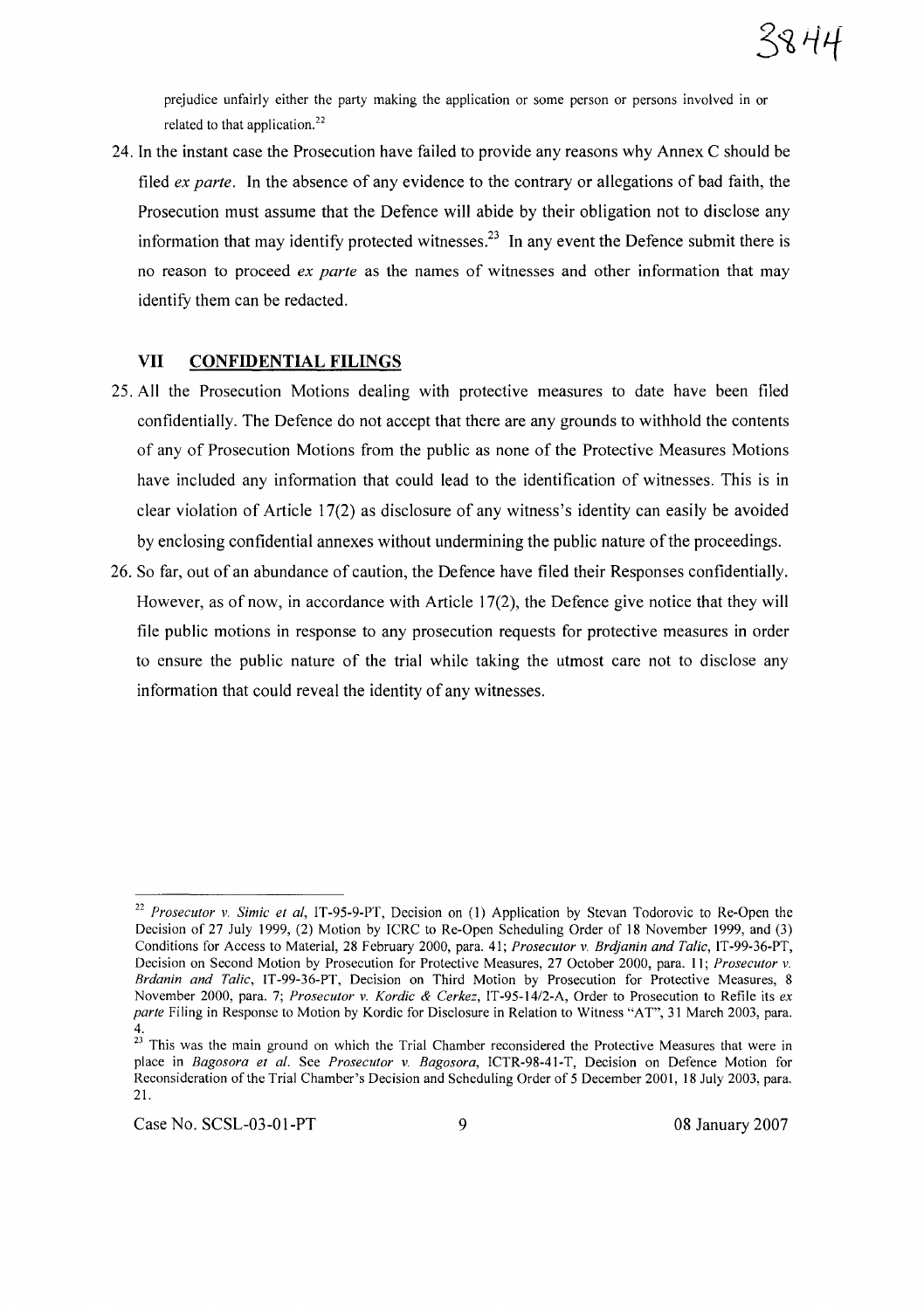prejudice unfairly either the party making the application or some person or persons involved in or related to that application.[22]

24. In the instant case the Prosecution have failed to provide any reasons why Annex C should be filed *ex parte*. In the absence of any evidence to the contrary or allegations of bad faith, the Prosecution must assume that the Defence will abide by their obligation not to disclose any information that may identify protected witnesses.[23] In any event the Defence submit there is no reason to proceed *ex parte* as the names of witnesses and other information that may identify them can be redacted.

## VII CONFIDENTIAL FILINGS

25. All the Prosecution Motions dealing with protective measures to date have been filed confidentially. The Defence do not accept that there are any grounds to withhold the contents of any of Prosecution Motions from the public as none of the Protective Measures Motions have included any information that could lead to the identification of witnesses. This is in clear violation of Article 17(2) as disclosure of any witness's identity can easily be avoided by enclosing confidential annexes without undermining the public nature of the proceedings.

26. So far, out of an abundance of caution, the Defence have filed their Responses confidentially. However, as of now, in accordance with Article 17(2), the Defence give notice that they will file public motions in response to any prosecution requests for protective measures in order to ensure the public nature of the trial while taking the utmost care not to disclose any information that could reveal the identity of any witnesses.

---

[22] *Prosecutor v. Simic et al*, IT-95-9-PT, Decision on (1) Application by Stevan Todorovic to Re-Open the Decision of 27 July 1999, (2) Motion by ICRC to Re-Open Scheduling Order of 18 November 1999, and (3) Conditions for Access to Material, 28 February 2000, para. 41; *Prosecutor v. Brdjanin and Talic*, IT-99-36-PT, Decision on Second Motion by Prosecution for Protective Measures, 27 October 2000, para. 11; *Prosecutor v. Brdanin and Talic*, IT-99-36-PT, Decision on Third Motion by Prosecution for Protective Measures, 8 November 2000, para. 7; *Prosecutor v. Kordic & Cerkez*, IT-95-14/2-A, Order to Prosecution to Refile its *ex parte* Filing in Response to Motion by Kordic for Disclosure in Relation to Witness "AT", 31 March 2003, para. 4.

[23] This was the main ground on which the Trial Chamber reconsidered the Protective Measures that were in place in *Bagosora et al*. See *Prosecutor v. Bagosora*, ICTR-98-41-T, Decision on Defence Motion for Reconsideration of the Trial Chamber's Decision and Scheduling Order of 5 December 2001, 18 July 2003, para. 21.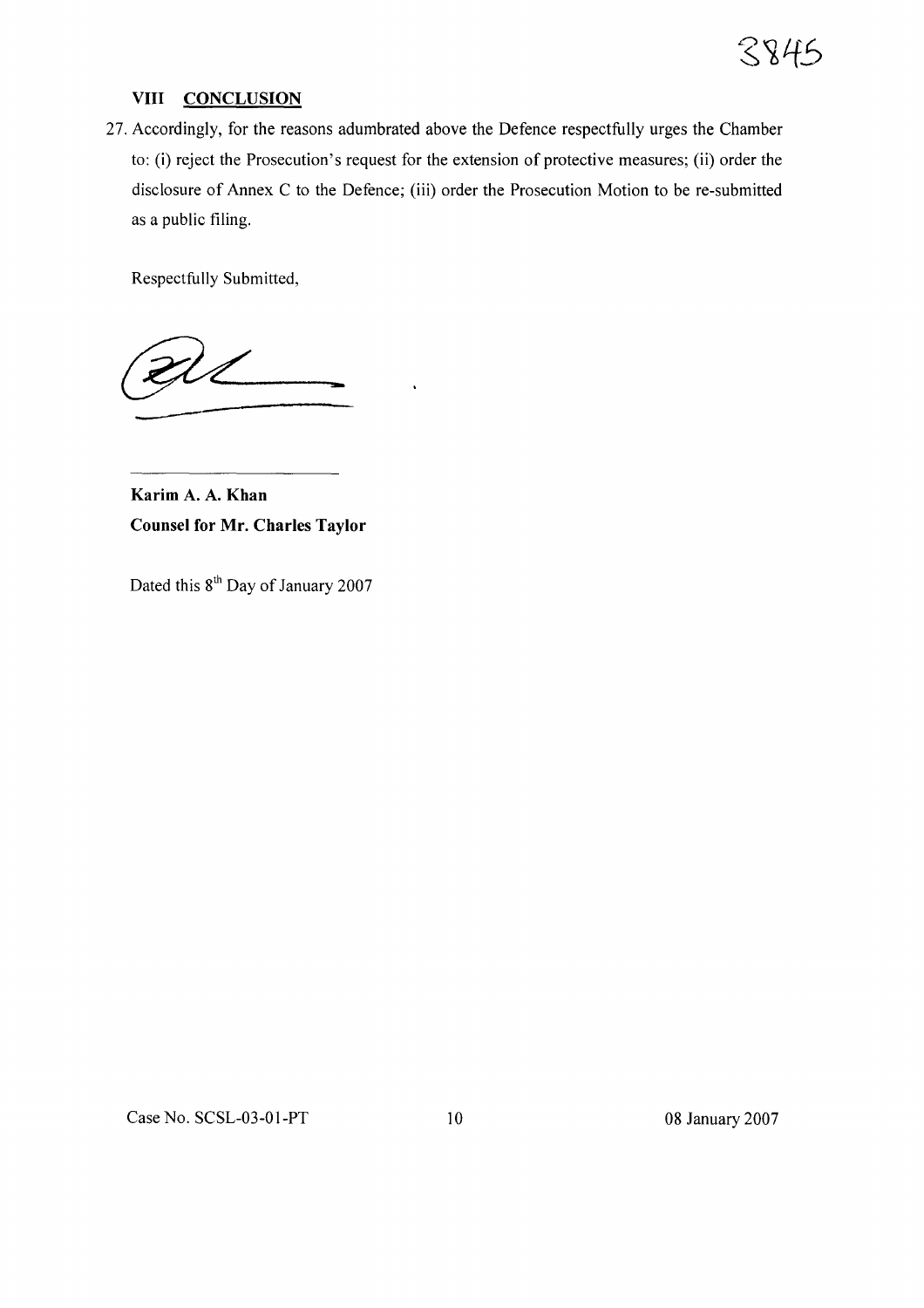## VIII CONCLUSION

27. Accordingly, for the reasons adumbrated above the Defence respectfully urges the Chamber to: (i) reject the Prosecution's request for the extension of protective measures; (ii) order the disclosure of Annex C to the Defence; (iii) order the Prosecution Motion to be re-submitted as a public filing.

Respectfully Submitted,

**Karim A. A. Khan**
**Counsel for Mr. Charles Taylor**

Dated this 8th Day of January 2007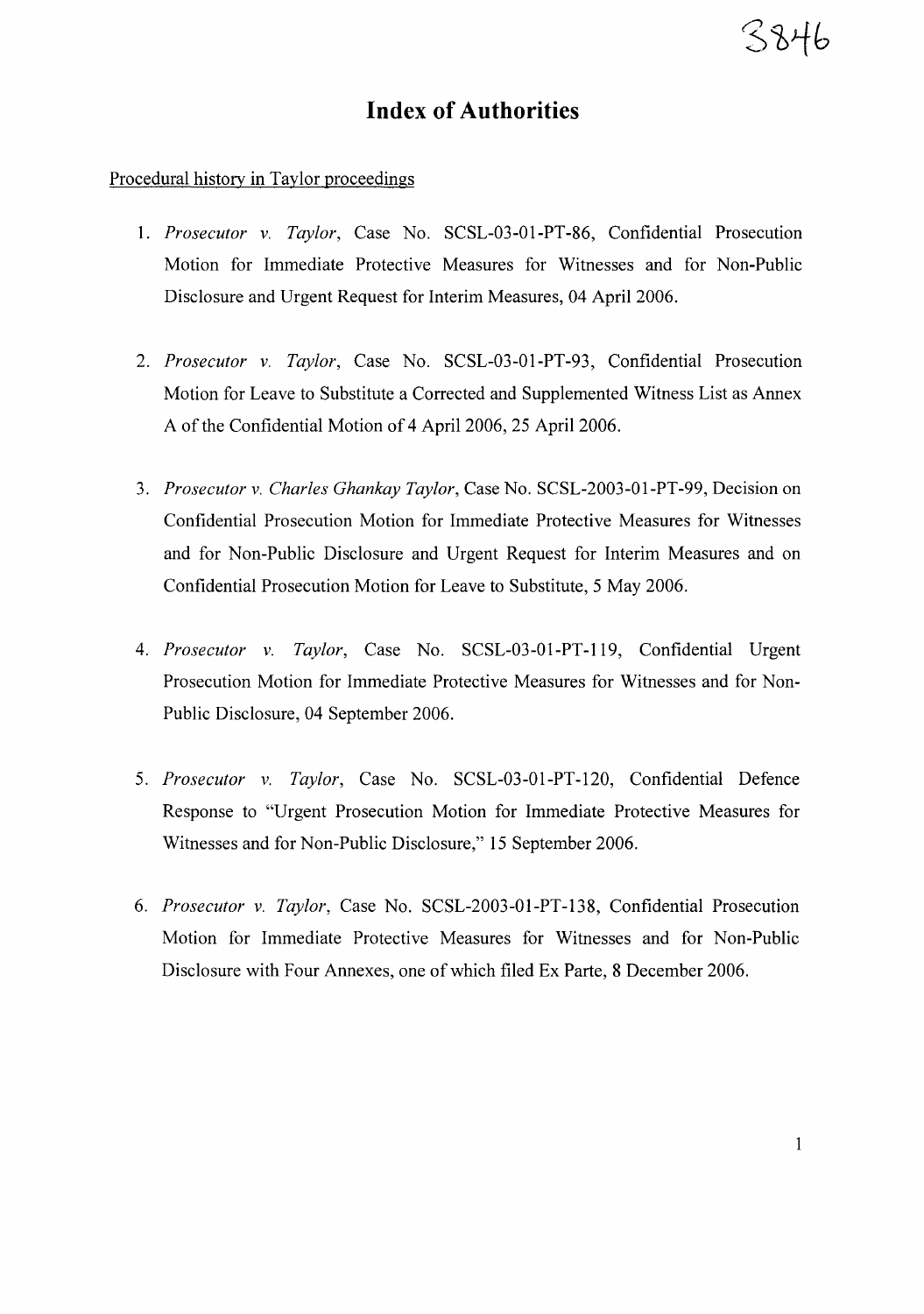# Index of Authorities

Procedural history in Taylor proceedings

1. *Prosecutor v. Taylor*, Case No. SCSL-03-01-PT-86, Confidential Prosecution Motion for Immediate Protective Measures for Witnesses and for Non-Public Disclosure and Urgent Request for Interim Measures, 04 April 2006.

2. *Prosecutor v. Taylor*, Case No. SCSL-03-01-PT-93, Confidential Prosecution Motion for Leave to Substitute a Corrected and Supplemented Witness List as Annex A of the Confidential Motion of 4 April 2006, 25 April 2006.

3. *Prosecutor v. Charles Ghankay Taylor*, Case No. SCSL-2003-01-PT-99, Decision on Confidential Prosecution Motion for Immediate Protective Measures for Witnesses and for Non-Public Disclosure and Urgent Request for Interim Measures and on Confidential Prosecution Motion for Leave to Substitute, 5 May 2006.

4. *Prosecutor v. Taylor*, Case No. SCSL-03-01-PT-119, Confidential Urgent Prosecution Motion for Immediate Protective Measures for Witnesses and for Non-Public Disclosure, 04 September 2006.

5. *Prosecutor v. Taylor*, Case No. SCSL-03-01-PT-120, Confidential Defence Response to "Urgent Prosecution Motion for Immediate Protective Measures for Witnesses and for Non-Public Disclosure," 15 September 2006.

6. *Prosecutor v. Taylor*, Case No. SCSL-2003-01-PT-138, Confidential Prosecution Motion for Immediate Protective Measures for Witnesses and for Non-Public Disclosure with Four Annexes, one of which filed Ex Parte, 8 December 2006.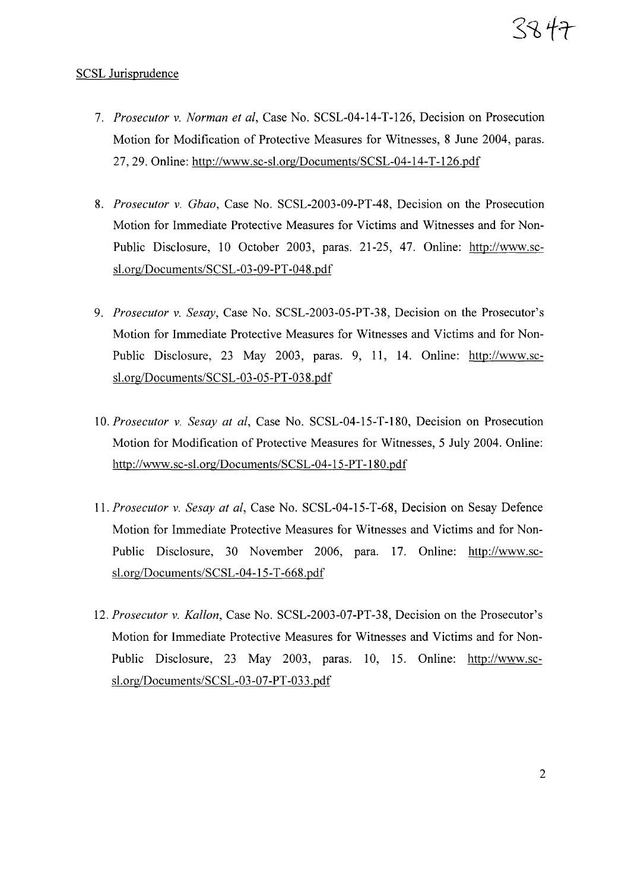SCSL Jurisprudence

7. *Prosecutor v. Norman et al*, Case No. SCSL-04-14-T-126, Decision on Prosecution Motion for Modification of Protective Measures for Witnesses, 8 June 2004, paras. 27, 29. Online: http://www.sc-sl.org/Documents/SCSL-04-14-T-126.pdf

8. *Prosecutor v. Gbao*, Case No. SCSL-2003-09-PT-48, Decision on the Prosecution Motion for Immediate Protective Measures for Victims and Witnesses and for Non-Public Disclosure, 10 October 2003, paras. 21-25, 47. Online: http://www.sc-sl.org/Documents/SCSL-03-09-PT-048.pdf

9. *Prosecutor v. Sesay*, Case No. SCSL-2003-05-PT-38, Decision on the Prosecutor's Motion for Immediate Protective Measures for Witnesses and Victims and for Non-Public Disclosure, 23 May 2003, paras. 9, 11, 14. Online: http://www.sc-sl.org/Documents/SCSL-03-05-PT-038.pdf

10. *Prosecutor v. Sesay at al*, Case No. SCSL-04-15-T-180, Decision on Prosecution Motion for Modification of Protective Measures for Witnesses, 5 July 2004. Online: http://www.sc-sl.org/Documents/SCSL-04-15-PT-180.pdf

11. *Prosecutor v. Sesay at al*, Case No. SCSL-04-15-T-68, Decision on Sesay Defence Motion for Immediate Protective Measures for Witnesses and Victims and for Non-Public Disclosure, 30 November 2006, para. 17. Online: http://www.sc-sl.org/Documents/SCSL-04-15-T-668.pdf

12. *Prosecutor v. Kallon*, Case No. SCSL-2003-07-PT-38, Decision on the Prosecutor's Motion for Immediate Protective Measures for Witnesses and Victims and for Non-Public Disclosure, 23 May 2003, paras. 10, 15. Online: http://www.sc-sl.org/Documents/SCSL-03-07-PT-033.pdf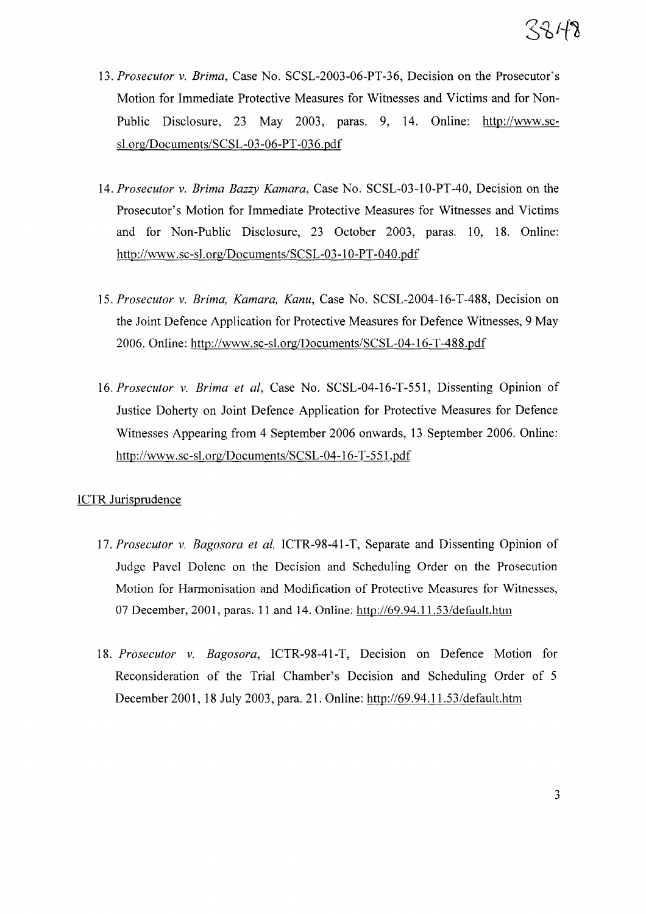13. *Prosecutor v. Brima*, Case No. SCSL-2003-06-PT-36, Decision on the Prosecutor's Motion for Immediate Protective Measures for Witnesses and Victims and for Non-Public Disclosure, 23 May 2003, paras. 9, 14. Online: http://www.sc-sl.org/Documents/SCSL-03-06-PT-036.pdf

14. *Prosecutor v. Brima Bazzy Kamara*, Case No. SCSL-03-10-PT-40, Decision on the Prosecutor's Motion for Immediate Protective Measures for Witnesses and Victims and for Non-Public Disclosure, 23 October 2003, paras. 10, 18. Online: http://www.sc-sl.org/Documents/SCSL-03-10-PT-040.pdf

15. *Prosecutor v. Brima, Kamara, Kanu*, Case No. SCSL-2004-16-T-488, Decision on the Joint Defence Application for Protective Measures for Defence Witnesses, 9 May 2006. Online: http://www.sc-sl.org/Documents/SCSL-04-16-T-488.pdf

16. *Prosecutor v. Brima et al*, Case No. SCSL-04-16-T-551, Dissenting Opinion of Justice Doherty on Joint Defence Application for Protective Measures for Defence Witnesses Appearing from 4 September 2006 onwards, 13 September 2006. Online: http://www.sc-sl.org/Documents/SCSL-04-16-T-551.pdf

ICTR Jurisprudence

17. *Prosecutor v. Bagosora et al,* ICTR-98-41-T, Separate and Dissenting Opinion of Judge Pavel Dolenc on the Decision and Scheduling Order on the Prosecution Motion for Harmonisation and Modification of Protective Measures for Witnesses, 07 December, 2001, paras. 11 and 14. Online: http://69.94.11.53/default.htm

18. *Prosecutor v. Bagosora*, ICTR-98-41-T, Decision on Defence Motion for Reconsideration of the Trial Chamber's Decision and Scheduling Order of 5 December 2001, 18 July 2003, para. 21. Online: http://69.94.11.53/default.htm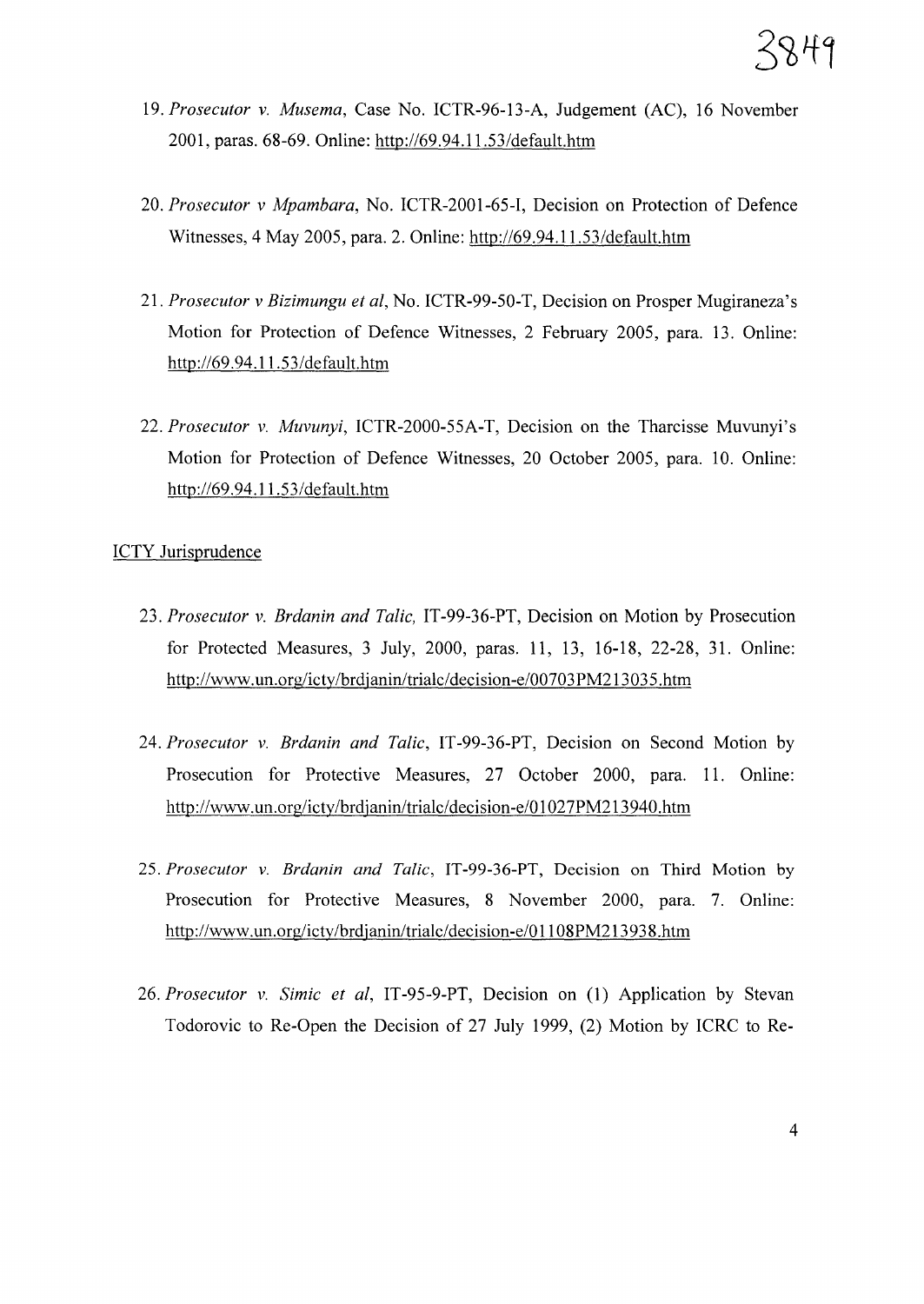19. *Prosecutor v. Musema*, Case No. ICTR-96-13-A, Judgement (AC), 16 November 2001, paras. 68-69. Online: http://69.94.11.53/default.htm

20. *Prosecutor v Mpambara*, No. ICTR-2001-65-I, Decision on Protection of Defence Witnesses, 4 May 2005, para. 2. Online: http://69.94.11.53/default.htm

21. *Prosecutor v Bizimungu et al*, No. ICTR-99-50-T, Decision on Prosper Mugiraneza's Motion for Protection of Defence Witnesses, 2 February 2005, para. 13. Online: http://69.94.11.53/default.htm

22. *Prosecutor v. Muvunyi*, ICTR-2000-55A-T, Decision on the Tharcisse Muvunyi's Motion for Protection of Defence Witnesses, 20 October 2005, para. 10. Online: http://69.94.11.53/default.htm

ICTY Jurisprudence

23. *Prosecutor v. Brdanin and Talic,* IT-99-36-PT, Decision on Motion by Prosecution for Protected Measures, 3 July, 2000, paras. 11, 13, 16-18, 22-28, 31. Online: http://www.un.org/icty/brdjanin/trialc/decision-e/00703PM213035.htm

24. *Prosecutor v. Brdanin and Talic*, IT-99-36-PT, Decision on Second Motion by Prosecution for Protective Measures, 27 October 2000, para. 11. Online: http://www.un.org/icty/brdjanin/trialc/decision-e/01027PM213940.htm

25. *Prosecutor v. Brdanin and Talic*, IT-99-36-PT, Decision on Third Motion by Prosecution for Protective Measures, 8 November 2000, para. 7. Online: http://www.un.org/icty/brdjanin/trialc/decision-e/01108PM213938.htm

26. *Prosecutor v. Simic et al*, IT-95-9-PT, Decision on (1) Application by Stevan Todorovic to Re-Open the Decision of 27 July 1999, (2) Motion by ICRC to Re-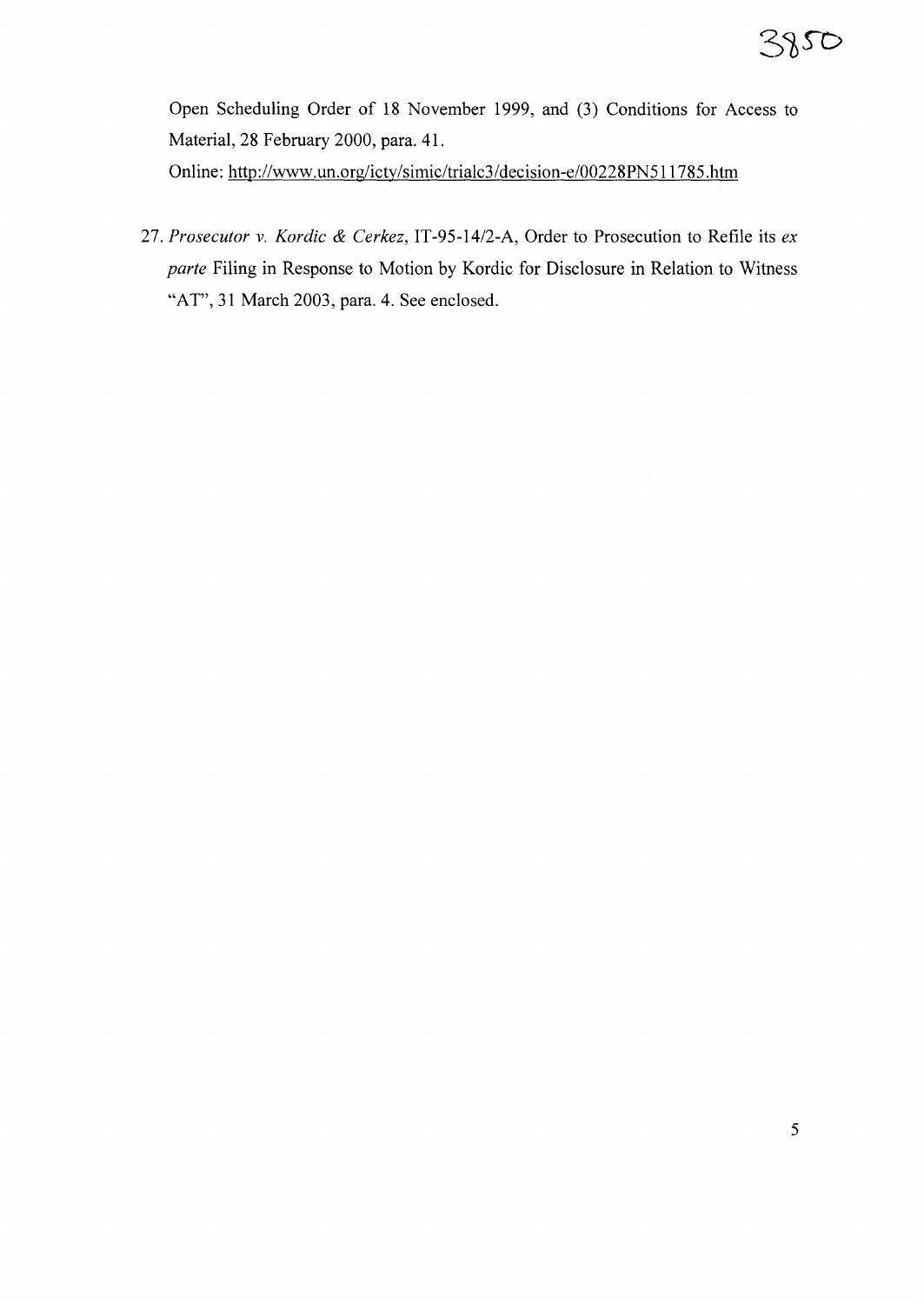Open Scheduling Order of 18 November 1999, and (3) Conditions for Access to Material, 28 February 2000, para. 41.

Online: http://www.un.org/icty/simic/trialc3/decision-e/00228PN511785.htm

27. *Prosecutor v. Kordic & Cerkez*, IT-95-14/2-A, Order to Prosecution to Refile its *ex parte* Filing in Response to Motion by Kordic for Disclosure in Relation to Witness "AT", 31 March 2003, para. 4. See enclosed.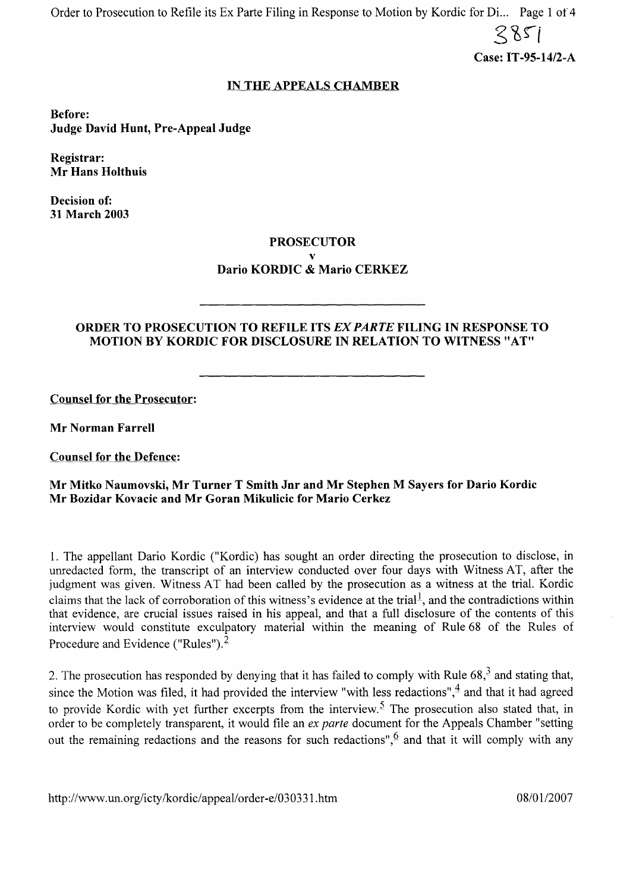3851

**Case: IT-95-14/2-A**

**IN THE APPEALS CHAMBER**

**Before:**
**Judge David Hunt, Pre-Appeal Judge**

**Registrar:**
**Mr Hans Holthuis**

**Decision of:**
**31 March 2003**

**PROSECUTOR**
**v**
**Dario KORDIC & Mario CERKEZ**

---

**ORDER TO PROSECUTION TO REFILE ITS *EX PARTE* FILING IN RESPONSE TO MOTION BY KORDIC FOR DISCLOSURE IN RELATION TO WITNESS "AT"**

---

**Counsel for the Prosecutor:**

**Mr Norman Farrell**

**Counsel for the Defence:**

**Mr Mitko Naumovski, Mr Turner T Smith Jnr and Mr Stephen M Sayers for Dario Kordic**
**Mr Bozidar Kovacic and Mr Goran Mikulicic for Mario Cerkez**

1. The appellant Dario Kordic ("Kordic) has sought an order directing the prosecution to disclose, in unredacted form, the transcript of an interview conducted over four days with Witness AT, after the judgment was given. Witness AT had been called by the prosecution as a witness at the trial. Kordic claims that the lack of corroboration of this witness's evidence at the trial[1], and the contradictions within that evidence, are crucial issues raised in his appeal, and that a full disclosure of the contents of this interview would constitute exculpatory material within the meaning of Rule 68 of the Rules of Procedure and Evidence ("Rules").[2]

2. The prosecution has responded by denying that it has failed to comply with Rule 68,[3] and stating that, since the Motion was filed, it had provided the interview "with less redactions",[4] and that it had agreed to provide Kordic with yet further excerpts from the interview.[5] The prosecution also stated that, in order to be completely transparent, it would file an *ex parte* document for the Appeals Chamber "setting out the remaining redactions and the reasons for such redactions",[6] and that it will comply with any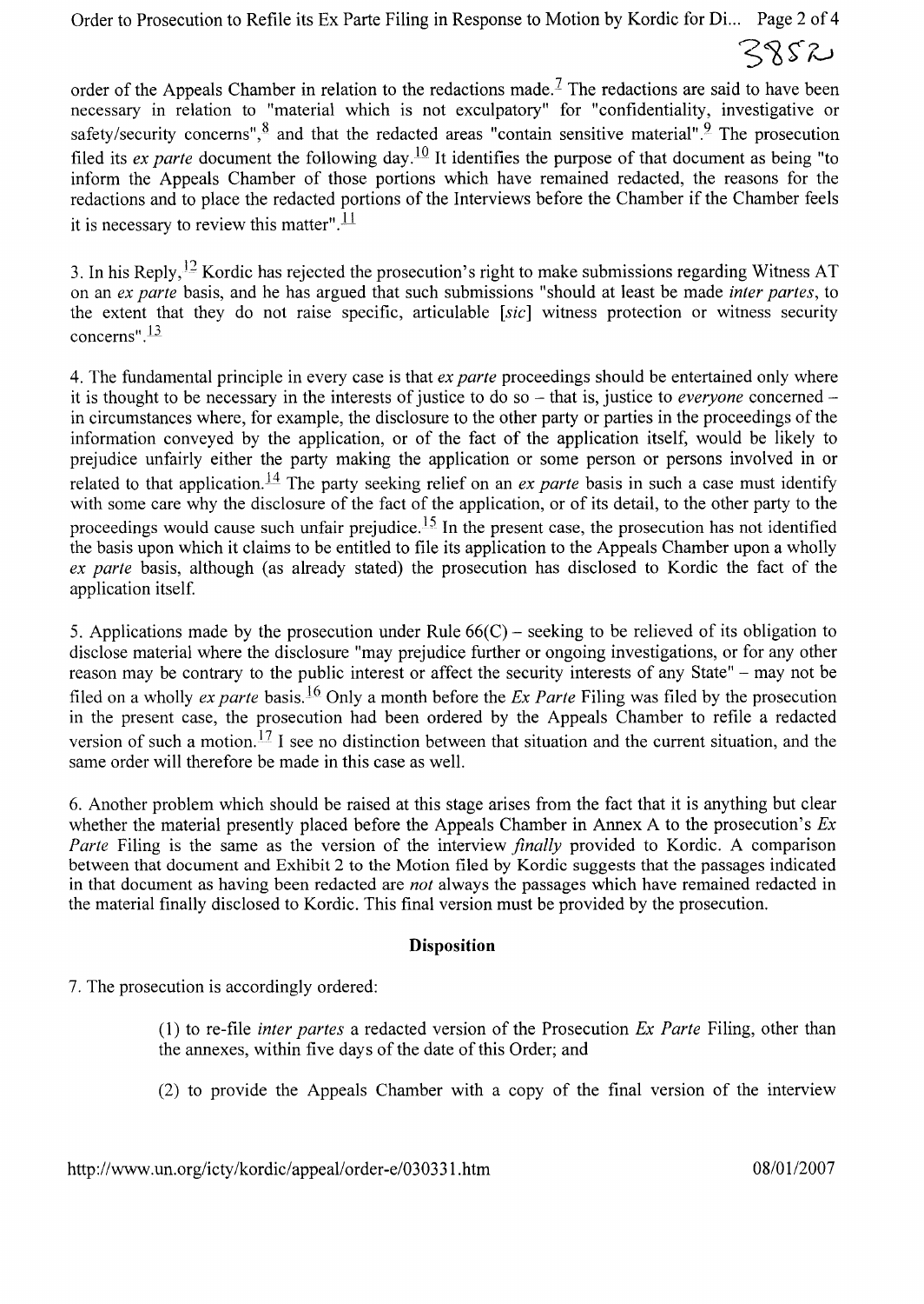order of the Appeals Chamber in relation to the redactions made.[7] The redactions are said to have been necessary in relation to "material which is not exculpatory" for "confidentiality, investigative or safety/security concerns",[8] and that the redacted areas "contain sensitive material".[9] The prosecution filed its *ex parte* document the following day.[10] It identifies the purpose of that document as being "to inform the Appeals Chamber of those portions which have remained redacted, the reasons for the redactions and to place the redacted portions of the Interviews before the Chamber if the Chamber feels it is necessary to review this matter".[11]

3. In his Reply,[12] Kordic has rejected the prosecution's right to make submissions regarding Witness AT on an *ex parte* basis, and he has argued that such submissions "should at least be made *inter partes*, to the extent that they do not raise specific, articulable [*sic*] witness protection or witness security concerns".[13]

4. The fundamental principle in every case is that *ex parte* proceedings should be entertained only where it is thought to be necessary in the interests of justice to do so – that is, justice to *everyone* concerned – in circumstances where, for example, the disclosure to the other party or parties in the proceedings of the information conveyed by the application, or of the fact of the application itself, would be likely to prejudice unfairly either the party making the application or some person or persons involved in or related to that application.[14] The party seeking relief on an *ex parte* basis in such a case must identify with some care why the disclosure of the fact of the application, or of its detail, to the other party to the proceedings would cause such unfair prejudice.[15] In the present case, the prosecution has not identified the basis upon which it claims to be entitled to file its application to the Appeals Chamber upon a wholly *ex parte* basis, although (as already stated) the prosecution has disclosed to Kordic the fact of the application itself.

5. Applications made by the prosecution under Rule 66(C) – seeking to be relieved of its obligation to disclose material where the disclosure "may prejudice further or ongoing investigations, or for any other reason may be contrary to the public interest or affect the security interests of any State" – may not be filed on a wholly *ex parte* basis.[16] Only a month before the *Ex Parte* Filing was filed by the prosecution in the present case, the prosecution had been ordered by the Appeals Chamber to refile a redacted version of such a motion.[17] I see no distinction between that situation and the current situation, and the same order will therefore be made in this case as well.

6. Another problem which should be raised at this stage arises from the fact that it is anything but clear whether the material presently placed before the Appeals Chamber in Annex A to the prosecution's *Ex Parte* Filing is the same as the version of the interview *finally* provided to Kordic. A comparison between that document and Exhibit 2 to the Motion filed by Kordic suggests that the passages indicated in that document as having been redacted are *not* always the passages which have remained redacted in the material finally disclosed to Kordic. This final version must be provided by the prosecution.

## Disposition

7. The prosecution is accordingly ordered:

(1) to re-file *inter partes* a redacted version of the Prosecution *Ex Parte* Filing, other than the annexes, within five days of the date of this Order; and

(2) to provide the Appeals Chamber with a copy of the final version of the interview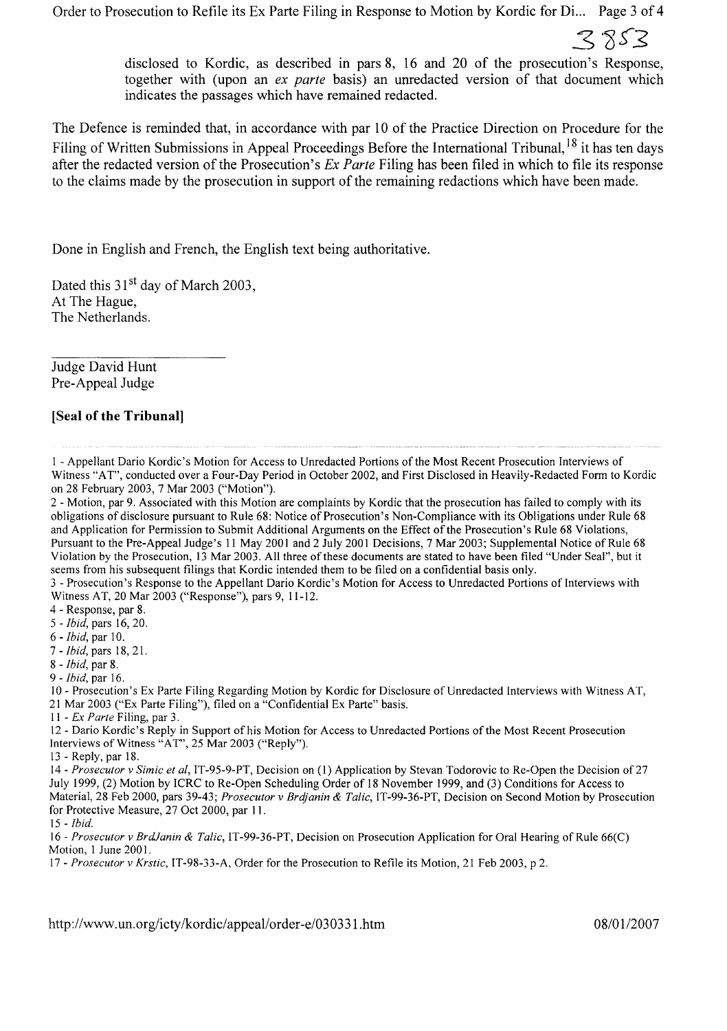disclosed to Kordic, as described in pars 8, 16 and 20 of the prosecution's Response, together with (upon an *ex parte* basis) an unredacted version of that document which indicates the passages which have remained redacted.

The Defence is reminded that, in accordance with par 10 of the Practice Direction on Procedure for the Filing of Written Submissions in Appeal Proceedings Before the International Tribunal,[18] it has ten days after the redacted version of the Prosecution's *Ex Parte* Filing has been filed in which to file its response to the claims made by the prosecution in support of the remaining redactions which have been made.

Done in English and French, the English text being authoritative.

Dated this 31st day of March 2003,
At The Hague,
The Netherlands.

Judge David Hunt
Pre-Appeal Judge

**[Seal of the Tribunal]**

---

1 - Appellant Dario Kordic's Motion for Access to Unredacted Portions of the Most Recent Prosecution Interviews of Witness "AT", conducted over a Four-Day Period in October 2002, and First Disclosed in Heavily-Redacted Form to Kordic on 28 February 2003, 7 Mar 2003 ("Motion").

2 - Motion, par 9. Associated with this Motion are complaints by Kordic that the prosecution has failed to comply with its obligations of disclosure pursuant to Rule 68: Notice of Prosecution's Non-Compliance with its Obligations under Rule 68 and Application for Permission to Submit Additional Arguments on the Effect of the Prosecution's Rule 68 Violations, Pursuant to the Pre-Appeal Judge's 11 May 2001 and 2 July 2001 Decisions, 7 Mar 2003; Supplemental Notice of Rule 68 Violation by the Prosecution, 13 Mar 2003. All three of these documents are stated to have been filed "Under Seal", but it seems from his subsequent filings that Kordic intended them to be filed on a confidential basis only.

3 - Prosecution's Response to the Appellant Dario Kordic's Motion for Access to Unredacted Portions of Interviews with Witness AT, 20 Mar 2003 ("Response"), pars 9, 11-12.

4 - Response, par 8.

5 - *Ibid*, pars 16, 20.

6 - *Ibid*, par 10.

7 - *Ibid*, pars 18, 21.

8 - *Ibid*, par 8.

9 - *Ibid*, par 16.

10 - Prosecution's Ex Parte Filing Regarding Motion by Kordic for Disclosure of Unredacted Interviews with Witness AT, 21 Mar 2003 ("Ex Parte Filing"), filed on a "Confidential Ex Parte" basis.

11 - *Ex Parte* Filing, par 3.

12 - Dario Kordic's Reply in Support of his Motion for Access to Unredacted Portions of the Most Recent Prosecution Interviews of Witness "AT", 25 Mar 2003 ("Reply").

13 - Reply, par 18.

14 - *Prosecutor v Simic et al*, IT-95-9-PT, Decision on (1) Application by Stevan Todorovic to Re-Open the Decision of 27 July 1999, (2) Motion by ICRC to Re-Open Scheduling Order of 18 November 1999, and (3) Conditions for Access to Material, 28 Feb 2000, pars 39-43; *Prosecutor v Brdjanin & Talic*, IT-99-36-PT, Decision on Second Motion by Prosecution for Protective Measure, 27 Oct 2000, par 11.

15 - *Ibid.*

16 - *Prosecutor v BrdJanin & Talic*, IT-99-36-PT, Decision on Prosecution Application for Oral Hearing of Rule 66(C) Motion, 1 June 2001.

17 - *Prosecutor v Krstic*, IT-98-33-A, Order for the Prosecution to Refile its Motion, 21 Feb 2003, p 2.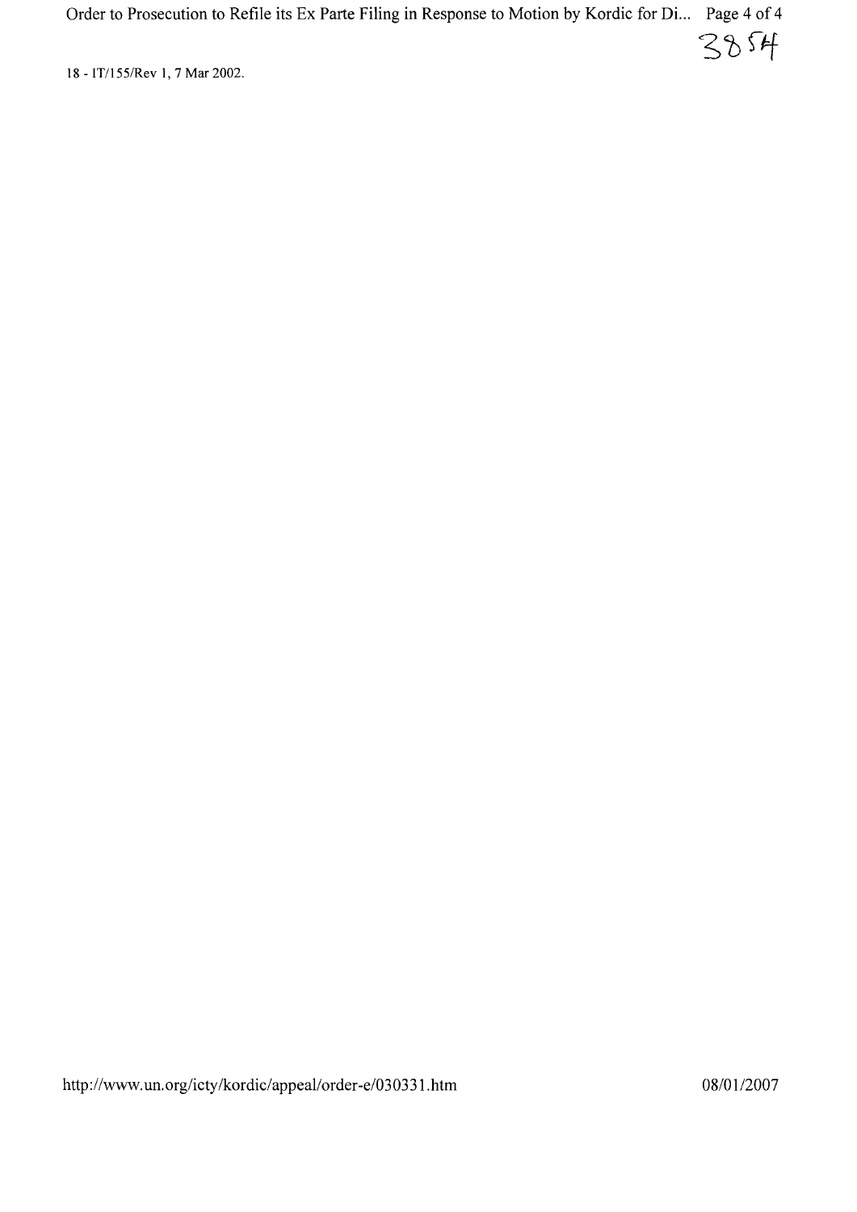18 - IT/155/Rev 1, 7 Mar 2002.